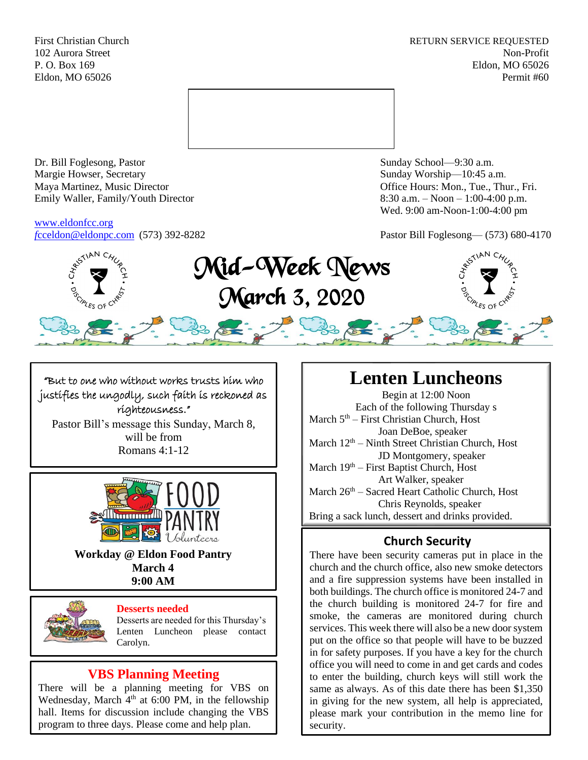First Christian Church
102 Aurora Street
P. O. Box 169
Eldon, MO 65026

RETURN SERVICE REQUESTED
Non-Profit
Eldon, MO 65026
Permit #60

Dr. Bill Foglesong, Pastor
Margie Howser, Secretary
Maya Martinez, Music Director
Emily Waller, Family/Youth Director

www.eldonfcc.org
fcceldon@eldonpc.com (573) 392-8282

Sunday School—9:30 a.m.
Sunday Worship—10:45 a.m.
Office Hours: Mon., Tue., Thur., Fri.
8:30 a.m. – Noon – 1:00-4:00 p.m.
Wed. 9:00 am-Noon-1:00-4:00 pm

Pastor Bill Foglesong— (573) 680-4170

# Mid-Week News
# March 3, 2020

"But to one who without works trusts him who justifies the ungodly, such faith is reckoned as righteousness."
Pastor Bill's message this Sunday, March 8, will be from
Romans 4:1-12

FOOD PANTRY Volunteers

**Workday @ Eldon Food Pantry**
**March 4**
**9:00 AM**

**Desserts needed**

Desserts are needed for this Thursday's Lenten Luncheon please contact Carolyn.

## VBS Planning Meeting

There will be a planning meeting for VBS on Wednesday, March 4th at 6:00 PM, in the fellowship hall. Items for discussion include changing the VBS program to three days. Please come and help plan.

# Lenten Luncheons

Begin at 12:00 Noon
Each of the following Thursday s

March 5th – First Christian Church, Host
Joan DeBoe, speaker

March 12th – Ninth Street Christian Church, Host
JD Montgomery, speaker

March 19th – First Baptist Church, Host
Art Walker, speaker

March 26th – Sacred Heart Catholic Church, Host
Chris Reynolds, speaker

Bring a sack lunch, dessert and drinks provided.

## Church Security

There have been security cameras put in place in the church and the church office, also new smoke detectors and a fire suppression systems have been installed in both buildings. The church office is monitored 24-7 and the church building is monitored 24-7 for fire and smoke, the cameras are monitored during church services. This week there will also be a new door system put on the office so that people will have to be buzzed in for safety purposes. If you have a key for the church office you will need to come in and get cards and codes to enter the building, church keys will still work the same as always. As of this date there has been $1,350 in giving for the new system, all help is appreciated, please mark your contribution in the memo line for security.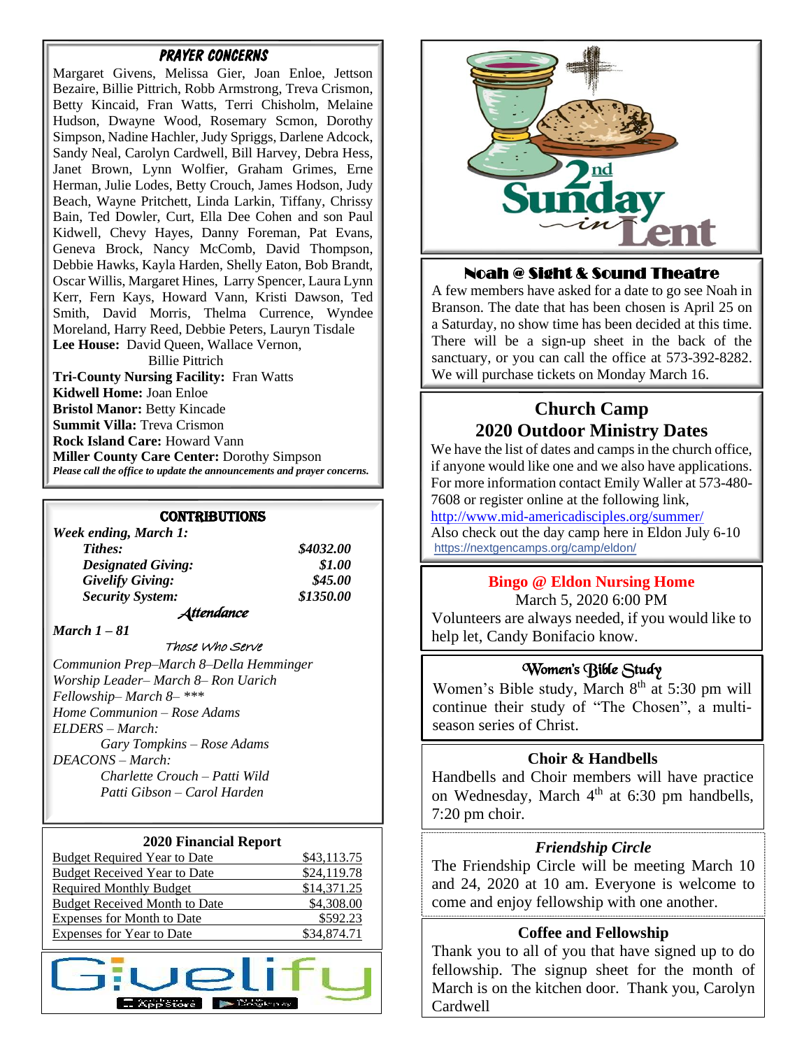## PRAYER CONCERNS

Margaret Givens, Melissa Gier, Joan Enloe, Jettson Bezaire, Billie Pittrich, Robb Armstrong, Treva Crismon, Betty Kincaid, Fran Watts, Terri Chisholm, Melaine Hudson, Dwayne Wood, Rosemary Scmon, Dorothy Simpson, Nadine Hachler, Judy Spriggs, Darlene Adcock, Sandy Neal, Carolyn Cardwell, Bill Harvey, Debra Hess, Janet Brown, Lynn Wolfier, Graham Grimes, Erne Herman, Julie Lodes, Betty Crouch, James Hodson, Judy Beach, Wayne Pritchett, Linda Larkin, Tiffany, Chrissy Bain, Ted Dowler, Curt, Ella Dee Cohen and son Paul Kidwell, Chevy Hayes, Danny Foreman, Pat Evans, Geneva Brock, Nancy McComb, David Thompson, Debbie Hawks, Kayla Harden, Shelly Eaton, Bob Brandt, Oscar Willis, Margaret Hines, Larry Spencer, Laura Lynn Kerr, Fern Kays, Howard Vann, Kristi Dawson, Ted Smith, David Morris, Thelma Currence, Wyndee Moreland, Harry Reed, Debbie Peters, Lauryn Tisdale

**Lee House:** David Queen, Wallace Vernon, Billie Pittrich
**Tri-County Nursing Facility:** Fran Watts
**Kidwell Home:** Joan Enloe
**Bristol Manor:** Betty Kincade
**Summit Villa:** Treva Crismon
**Rock Island Care:** Howard Vann
**Miller County Care Center:** Dorothy Simpson

***Please call the office to update the announcements and prayer concerns.***

## CONTRIBUTIONS

***Week ending, March 1:***

| | |
|---|---|
| ***Tithes:*** | ***$4032.00*** |
| ***Designated Giving:*** | ***$1.00*** |
| ***Givelify Giving:*** | ***$45.00*** |
| ***Security System:*** | ***$1350.00*** |

### *Attendance*

***March 1 – 81***

### *Those Who Serve*

*Communion Prep–March 8–Della Hemminger*
*Worship Leader– March 8– Ron Uarich*
*Fellowship– March 8– \*\*\**
*Home Communion – Rose Adams*
*ELDERS – March:*
*Gary Tompkins – Rose Adams*
*DEACONS – March:*
*Charlette Crouch – Patti Wild*
*Patti Gibson – Carol Harden*

### 2020 Financial Report

| | |
|---|---|
| Budget Required Year to Date | $43,113.75 |
| Budget Received Year to Date | $24,119.78 |
| Required Monthly Budget | $14,371.25 |
| Budget Received Month to Date | $4,308.00 |
| Expenses for Month to Date | $592.23 |
| Expenses for Year to Date | $34,874.71 |

Givelify

2nd Sunday in Lent

## Noah @ Sight & Sound Theatre

A few members have asked for a date to go see Noah in Branson. The date that has been chosen is April 25 on a Saturday, no show time has been decided at this time. There will be a sign-up sheet in the back of the sanctuary, or you can call the office at 573-392-8282. We will purchase tickets on Monday March 16.

## Church Camp
## 2020 Outdoor Ministry Dates

We have the list of dates and camps in the church office, if anyone would like one and we also have applications. For more information contact Emily Waller at 573-480-7608 or register online at the following link, http://www.mid-americadisciples.org/summer/
Also check out the day camp here in Eldon July 6-10
https://nextgencamps.org/camp/eldon/

## Bingo @ Eldon Nursing Home

March 5, 2020 6:00 PM
Volunteers are always needed, if you would like to help let, Candy Bonifacio know.

## Women's Bible Study

Women's Bible study, March 8th at 5:30 pm will continue their study of "The Chosen", a multi-season series of Christ.

## Choir & Handbells

Handbells and Choir members will have practice on Wednesday, March 4th at 6:30 pm handbells, 7:20 pm choir.

## *Friendship Circle*

The Friendship Circle will be meeting March 10 and 24, 2020 at 10 am. Everyone is welcome to come and enjoy fellowship with one another.

## Coffee and Fellowship

Thank you to all of you that have signed up to do fellowship. The signup sheet for the month of March is on the kitchen door. Thank you, Carolyn Cardwell